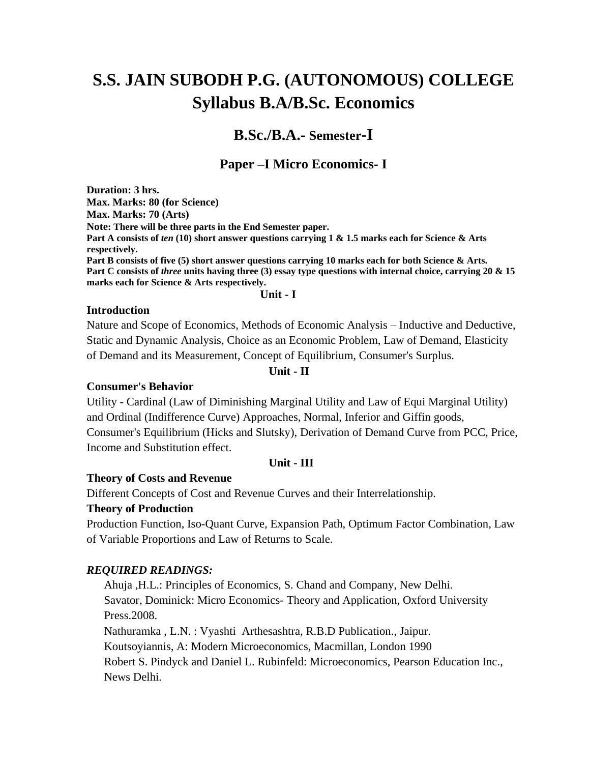# S.S. JAIN SUBODH P.G. (AUTONOMOUS) COLLEGE
# Syllabus B.A/B.Sc. Economics

## B.Sc./B.A.- Semester-I

### Paper –I Micro Economics- I

**Duration: 3 hrs.**
**Max. Marks: 80 (for Science)**
**Max. Marks: 70 (Arts)**
**Note: There will be three parts in the End Semester paper.**
**Part A consists of *ten* (10) short answer questions carrying 1 & 1.5 marks each for Science & Arts respectively.**
**Part B consists of five (5) short answer questions carrying 10 marks each for both Science & Arts.**
**Part C consists of *three* units having three (3) essay type questions with internal choice, carrying 20 & 15 marks each for Science & Arts respectively.**

**Unit - I**

**Introduction**

Nature and Scope of Economics, Methods of Economic Analysis – Inductive and Deductive, Static and Dynamic Analysis, Choice as an Economic Problem, Law of Demand, Elasticity of Demand and its Measurement, Concept of Equilibrium, Consumer's Surplus.

**Unit - II**

**Consumer's Behavior**

Utility - Cardinal (Law of Diminishing Marginal Utility and Law of Equi Marginal Utility) and Ordinal (Indifference Curve) Approaches, Normal, Inferior and Giffin goods, Consumer's Equilibrium (Hicks and Slutsky), Derivation of Demand Curve from PCC, Price, Income and Substitution effect.

**Unit - III**

**Theory of Costs and Revenue**

Different Concepts of Cost and Revenue Curves and their Interrelationship.

**Theory of Production**

Production Function, Iso-Quant Curve, Expansion Path, Optimum Factor Combination, Law of Variable Proportions and Law of Returns to Scale.

***REQUIRED READINGS:***

Ahuja ,H.L.: Principles of Economics, S. Chand and Company, New Delhi.
Savator, Dominick: Micro Economics- Theory and Application, Oxford University Press.2008.
Nathuramka , L.N. : Vyashti Arthesashtra, R.B.D Publication., Jaipur.
Koutsoyiannis, A: Modern Microeconomics, Macmillan, London 1990
Robert S. Pindyck and Daniel L. Rubinfeld: Microeconomics, Pearson Education Inc., News Delhi.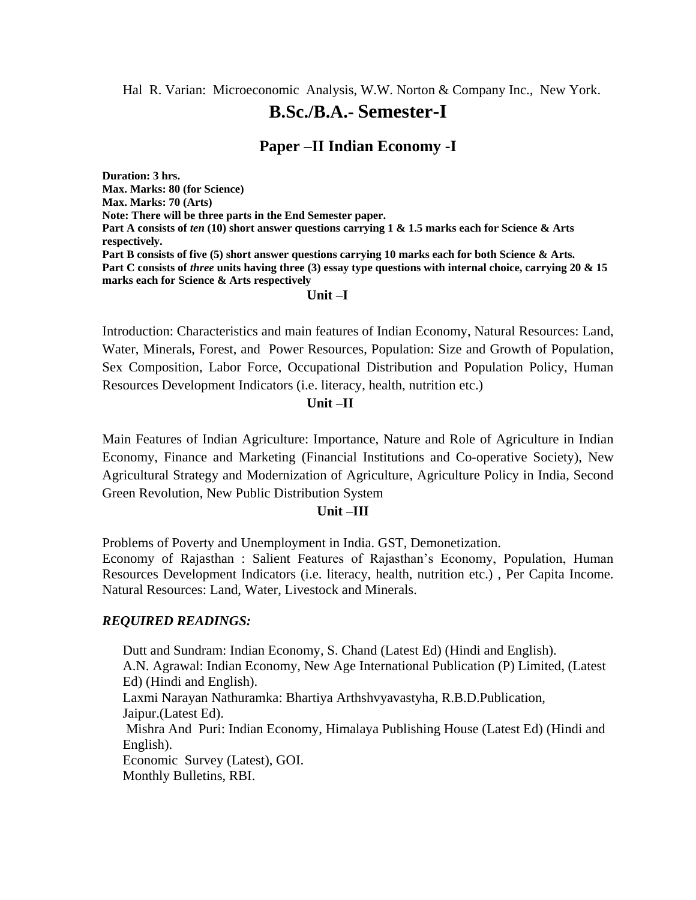Hal R. Varian: Microeconomic Analysis, W.W. Norton & Company Inc., New York.

# B.Sc./B.A.- Semester-I

## Paper –II Indian Economy -I

**Duration: 3 hrs.**
**Max. Marks: 80 (for Science)**
**Max. Marks: 70 (Arts)**
**Note: There will be three parts in the End Semester paper.**
**Part A consists of *ten* (10) short answer questions carrying 1 & 1.5 marks each for Science & Arts respectively.**
**Part B consists of five (5) short answer questions carrying 10 marks each for both Science & Arts.**
**Part C consists of *three* units having three (3) essay type questions with internal choice, carrying 20 & 15 marks each for Science & Arts respectively**

### Unit –I

Introduction: Characteristics and main features of Indian Economy, Natural Resources: Land, Water, Minerals, Forest, and Power Resources, Population: Size and Growth of Population, Sex Composition, Labor Force, Occupational Distribution and Population Policy, Human Resources Development Indicators (i.e. literacy, health, nutrition etc.)

### Unit –II

Main Features of Indian Agriculture: Importance, Nature and Role of Agriculture in Indian Economy, Finance and Marketing (Financial Institutions and Co-operative Society), New Agricultural Strategy and Modernization of Agriculture, Agriculture Policy in India, Second Green Revolution, New Public Distribution System

### Unit –III

Problems of Poverty and Unemployment in India. GST, Demonetization.
Economy of Rajasthan : Salient Features of Rajasthan's Economy, Population, Human Resources Development Indicators (i.e. literacy, health, nutrition etc.) , Per Capita Income. Natural Resources: Land, Water, Livestock and Minerals.

***REQUIRED READINGS:***

Dutt and Sundram: Indian Economy, S. Chand (Latest Ed) (Hindi and English).
A.N. Agrawal: Indian Economy, New Age International Publication (P) Limited, (Latest Ed) (Hindi and English).
Laxmi Narayan Nathuramka: Bhartiya Arthshvyavastyha, R.B.D.Publication, Jaipur.(Latest Ed).
Mishra And Puri: Indian Economy, Himalaya Publishing House (Latest Ed) (Hindi and English).
Economic Survey (Latest), GOI.
Monthly Bulletins, RBI.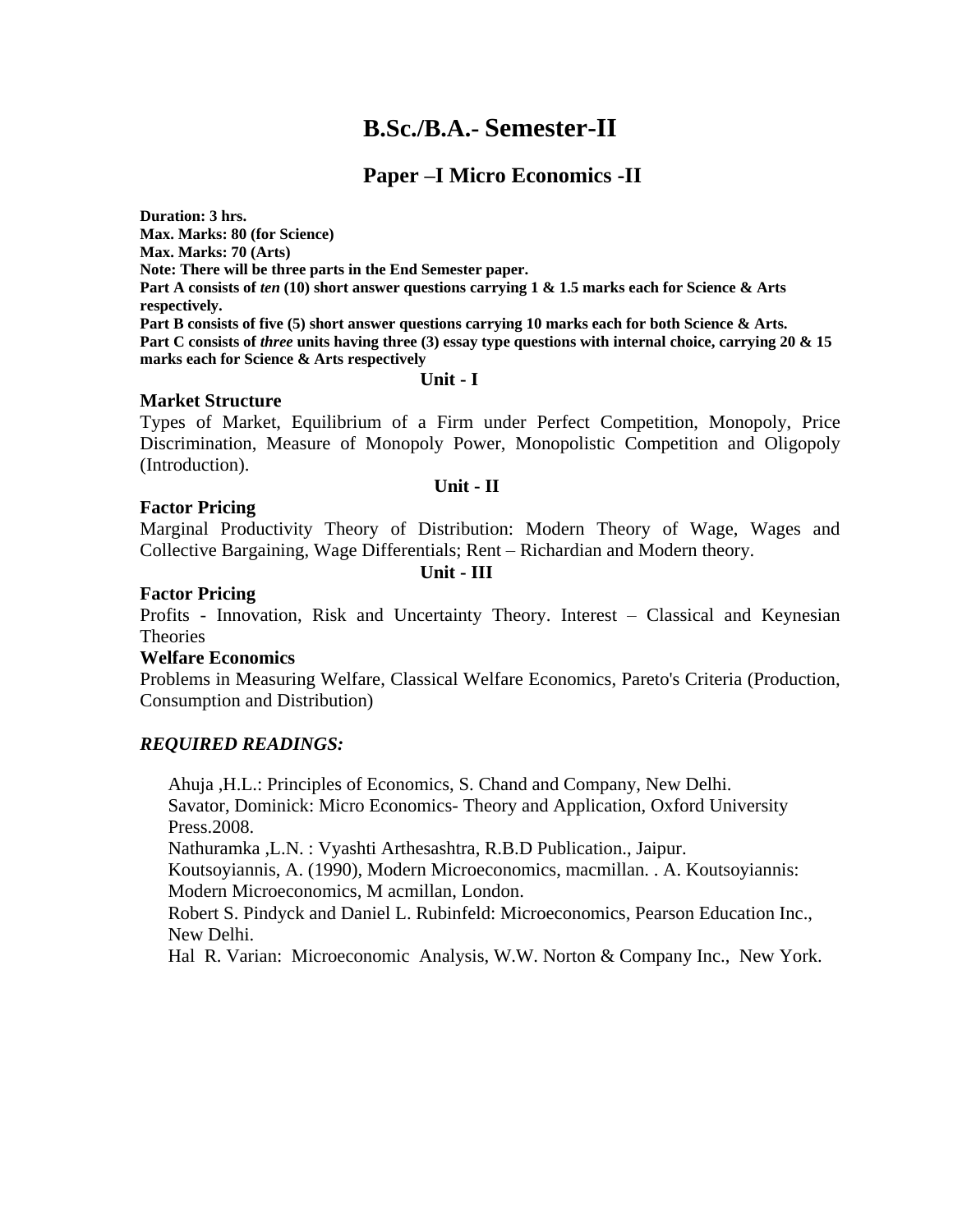# B.Sc./B.A.- Semester-II

## Paper –I Micro Economics -II

**Duration: 3 hrs.**
**Max. Marks: 80 (for Science)**
**Max. Marks: 70 (Arts)**
**Note: There will be three parts in the End Semester paper.**
**Part A consists of *ten* (10) short answer questions carrying 1 & 1.5 marks each for Science & Arts respectively.**
**Part B consists of five (5) short answer questions carrying 10 marks each for both Science & Arts.**
**Part C consists of *three* units having three (3) essay type questions with internal choice, carrying 20 & 15 marks each for Science & Arts respectively**

**Unit - I**

**Market Structure**

Types of Market, Equilibrium of a Firm under Perfect Competition, Monopoly, Price Discrimination, Measure of Monopoly Power, Monopolistic Competition and Oligopoly (Introduction).

**Unit - II**

**Factor Pricing**

Marginal Productivity Theory of Distribution: Modern Theory of Wage, Wages and Collective Bargaining, Wage Differentials; Rent – Richardian and Modern theory.

**Unit - III**

**Factor Pricing**

Profits - Innovation, Risk and Uncertainty Theory. Interest – Classical and Keynesian Theories

**Welfare Economics**

Problems in Measuring Welfare, Classical Welfare Economics, Pareto's Criteria (Production, Consumption and Distribution)

***REQUIRED READINGS:***

Ahuja ,H.L.: Principles of Economics, S. Chand and Company, New Delhi.
Savator, Dominick: Micro Economics- Theory and Application, Oxford University Press.2008.
Nathuramka ,L.N. : Vyashti Arthesashtra, R.B.D Publication., Jaipur.
Koutsoyiannis, A. (1990), Modern Microeconomics, macmillan. . A. Koutsoyiannis: Modern Microeconomics, M acmillan, London.
Robert S. Pindyck and Daniel L. Rubinfeld: Microeconomics, Pearson Education Inc., New Delhi.
Hal R. Varian: Microeconomic Analysis, W.W. Norton & Company Inc., New York.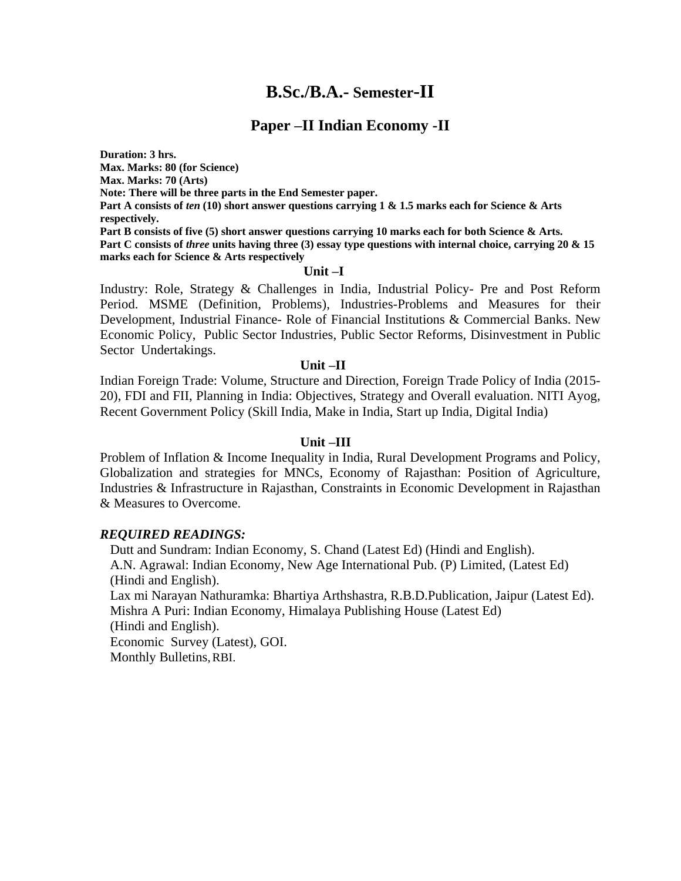# B.Sc./B.A.- Semester-II

## Paper –II Indian Economy -II

**Duration: 3 hrs.**
**Max. Marks: 80 (for Science)**
**Max. Marks: 70 (Arts)**
**Note: There will be three parts in the End Semester paper.**
**Part A consists of *ten* (10) short answer questions carrying 1 & 1.5 marks each for Science & Arts respectively.**
**Part B consists of five (5) short answer questions carrying 10 marks each for both Science & Arts.**
**Part C consists of *three* units having three (3) essay type questions with internal choice, carrying 20 & 15 marks each for Science & Arts respectively**

### Unit –I

Industry: Role, Strategy & Challenges in India, Industrial Policy- Pre and Post Reform Period. MSME (Definition, Problems), Industries-Problems and Measures for their Development, Industrial Finance- Role of Financial Institutions & Commercial Banks. New Economic Policy, Public Sector Industries, Public Sector Reforms, Disinvestment in Public Sector Undertakings.

### Unit –II

Indian Foreign Trade: Volume, Structure and Direction, Foreign Trade Policy of India (2015-20), FDI and FII, Planning in India: Objectives, Strategy and Overall evaluation. NITI Ayog, Recent Government Policy (Skill India, Make in India, Start up India, Digital India)

### Unit –III

Problem of Inflation & Income Inequality in India, Rural Development Programs and Policy, Globalization and strategies for MNCs, Economy of Rajasthan: Position of Agriculture, Industries & Infrastructure in Rajasthan, Constraints in Economic Development in Rajasthan & Measures to Overcome.

***REQUIRED READINGS:***

Dutt and Sundram: Indian Economy, S. Chand (Latest Ed) (Hindi and English).
A.N. Agrawal: Indian Economy, New Age International Pub. (P) Limited, (Latest Ed) (Hindi and English).
Lax mi Narayan Nathuramka: Bhartiya Arthshastra, R.B.D.Publication, Jaipur (Latest Ed).
Mishra A Puri: Indian Economy, Himalaya Publishing House (Latest Ed) (Hindi and English).
Economic Survey (Latest), GOI.
Monthly Bulletins, RBI.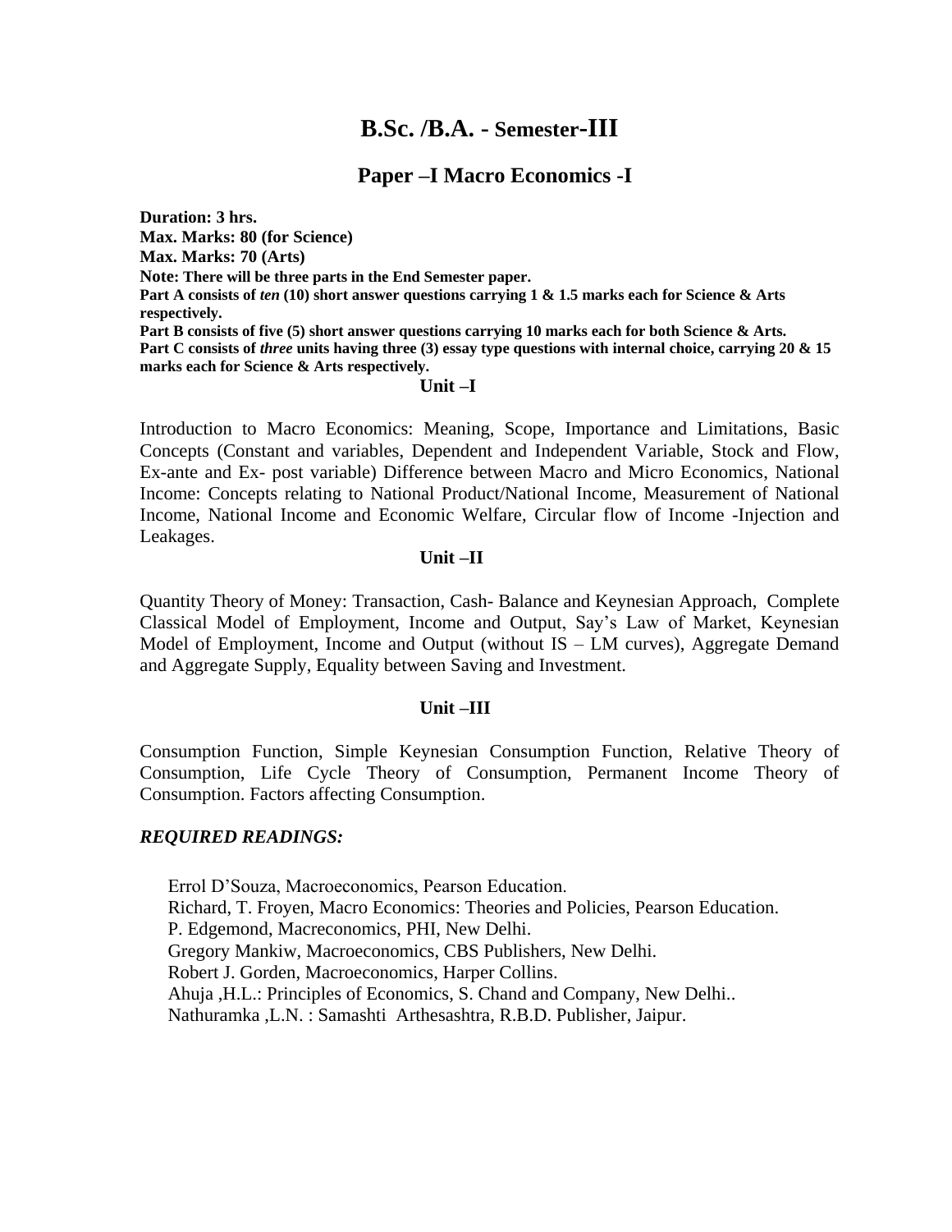# B.Sc. /B.A. - Semester-III

## Paper –I Macro Economics -I

**Duration: 3 hrs.**
**Max. Marks: 80 (for Science)**
**Max. Marks: 70 (Arts)**
**Note: There will be three parts in the End Semester paper.**
**Part A consists of *ten* (10) short answer questions carrying 1 & 1.5 marks each for Science & Arts respectively.**
**Part B consists of five (5) short answer questions carrying 10 marks each for both Science & Arts.**
**Part C consists of *three* units having three (3) essay type questions with internal choice, carrying 20 & 15 marks each for Science & Arts respectively.**

### Unit –I

Introduction to Macro Economics: Meaning, Scope, Importance and Limitations, Basic Concepts (Constant and variables, Dependent and Independent Variable, Stock and Flow, Ex-ante and Ex- post variable) Difference between Macro and Micro Economics, National Income: Concepts relating to National Product/National Income, Measurement of National Income, National Income and Economic Welfare, Circular flow of Income -Injection and Leakages.

### Unit –II

Quantity Theory of Money: Transaction, Cash- Balance and Keynesian Approach, Complete Classical Model of Employment, Income and Output, Say's Law of Market, Keynesian Model of Employment, Income and Output (without IS – LM curves), Aggregate Demand and Aggregate Supply, Equality between Saving and Investment.

### Unit –III

Consumption Function, Simple Keynesian Consumption Function, Relative Theory of Consumption, Life Cycle Theory of Consumption, Permanent Income Theory of Consumption. Factors affecting Consumption.

### *REQUIRED READINGS:*

Errol D'Souza, Macroeconomics, Pearson Education.
Richard, T. Froyen, Macro Economics: Theories and Policies, Pearson Education.
P. Edgemond, Macreconomics, PHI, New Delhi.
Gregory Mankiw, Macroeconomics, CBS Publishers, New Delhi.
Robert J. Gorden, Macroeconomics, Harper Collins.
Ahuja ,H.L.: Principles of Economics, S. Chand and Company, New Delhi..
Nathuramka ,L.N. : Samashti Arthesashtra, R.B.D. Publisher, Jaipur.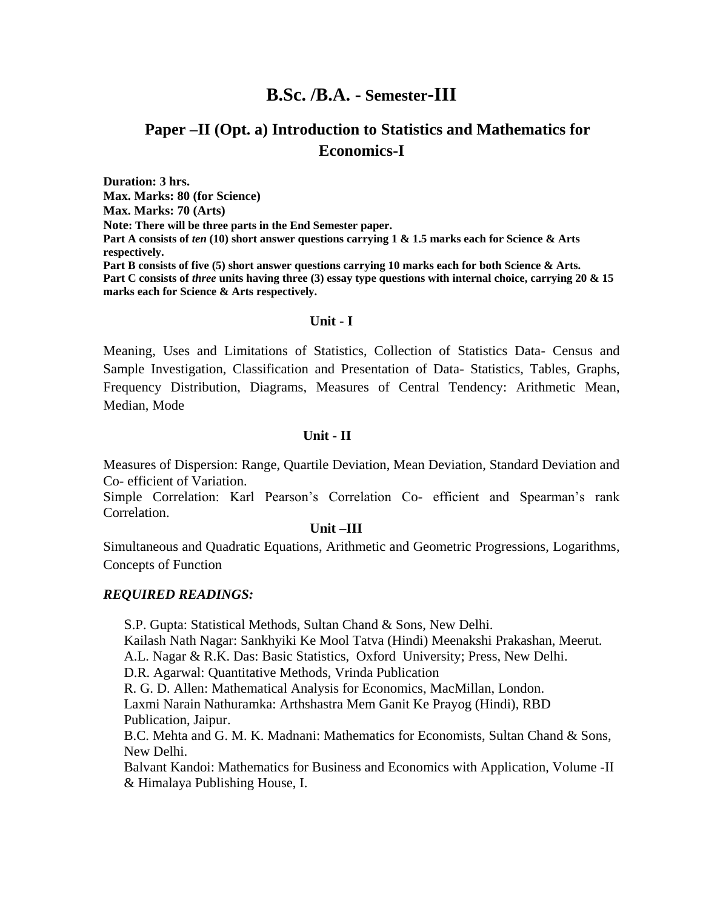# B.Sc. /B.A. - Semester-III

## Paper –II (Opt. a) Introduction to Statistics and Mathematics for Economics-I

**Duration: 3 hrs.**
**Max. Marks: 80 (for Science)**
**Max. Marks: 70 (Arts)**
**Note: There will be three parts in the End Semester paper.**
**Part A consists of *ten* (10) short answer questions carrying 1 & 1.5 marks each for Science & Arts respectively.**
**Part B consists of five (5) short answer questions carrying 10 marks each for both Science & Arts.**
**Part C consists of *three* units having three (3) essay type questions with internal choice, carrying 20 & 15 marks each for Science & Arts respectively.**

### Unit - I

Meaning, Uses and Limitations of Statistics, Collection of Statistics Data- Census and Sample Investigation, Classification and Presentation of Data- Statistics, Tables, Graphs, Frequency Distribution, Diagrams, Measures of Central Tendency: Arithmetic Mean, Median, Mode

### Unit - II

Measures of Dispersion: Range, Quartile Deviation, Mean Deviation, Standard Deviation and Co- efficient of Variation.
Simple Correlation: Karl Pearson's Correlation Co- efficient and Spearman's rank Correlation.

### Unit –III

Simultaneous and Quadratic Equations, Arithmetic and Geometric Progressions, Logarithms, Concepts of Function

***REQUIRED READINGS:***

S.P. Gupta: Statistical Methods, Sultan Chand & Sons, New Delhi.
Kailash Nath Nagar: Sankhyiki Ke Mool Tatva (Hindi) Meenakshi Prakashan, Meerut.
A.L. Nagar & R.K. Das: Basic Statistics, Oxford University; Press, New Delhi.
D.R. Agarwal: Quantitative Methods, Vrinda Publication
R. G. D. Allen: Mathematical Analysis for Economics, MacMillan, London.
Laxmi Narain Nathuramka: Arthshastra Mem Ganit Ke Prayog (Hindi), RBD Publication, Jaipur.
B.C. Mehta and G. M. K. Madnani: Mathematics for Economists, Sultan Chand & Sons, New Delhi.
Balvant Kandoi: Mathematics for Business and Economics with Application, Volume -II & Himalaya Publishing House, I.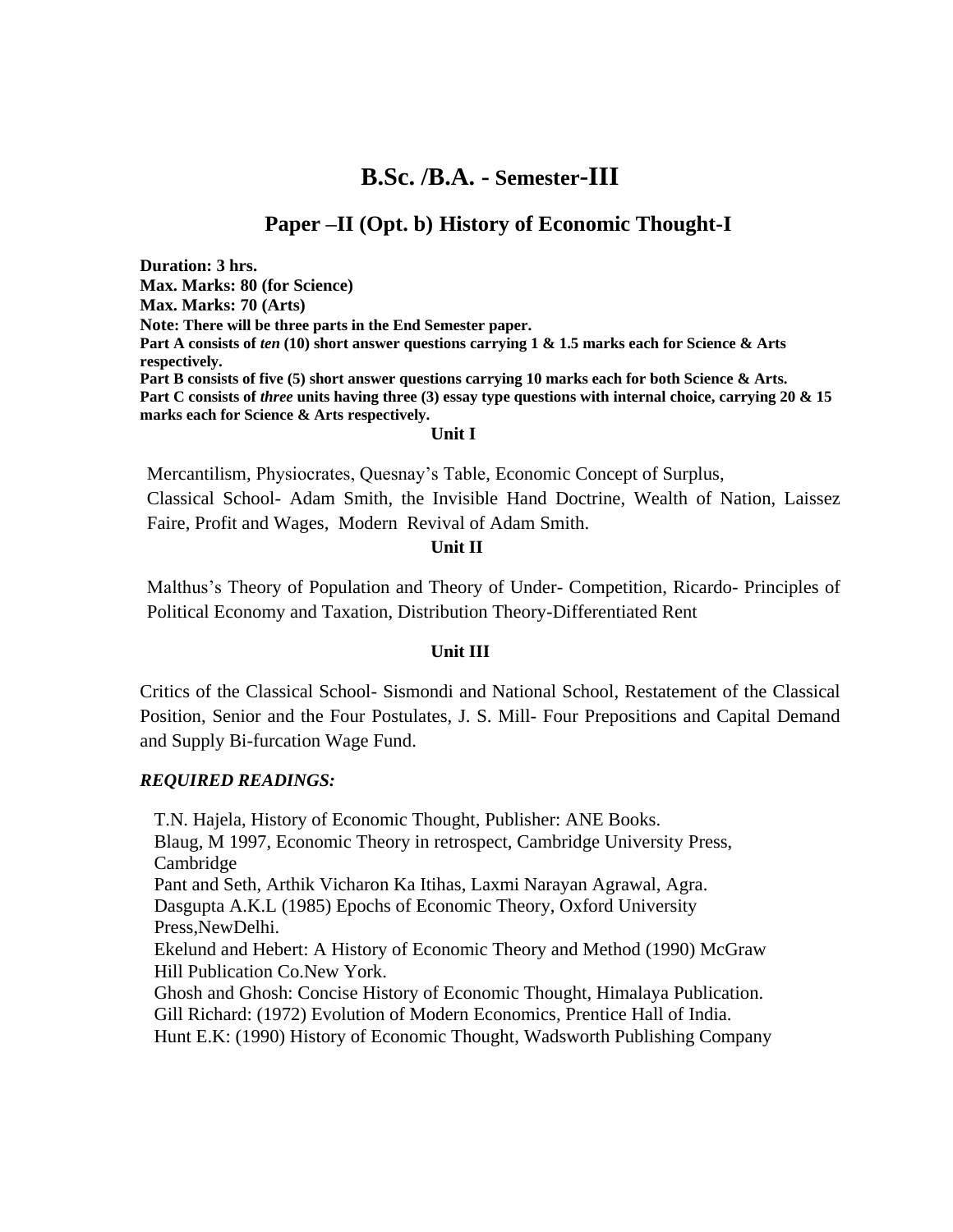# B.Sc. /B.A. - Semester-III

## Paper –II (Opt. b) History of Economic Thought-I

**Duration: 3 hrs.**
**Max. Marks: 80 (for Science)**
**Max. Marks: 70 (Arts)**
**Note: There will be three parts in the End Semester paper.**
**Part A consists of *ten* (10) short answer questions carrying 1 & 1.5 marks each for Science & Arts respectively.**
**Part B consists of five (5) short answer questions carrying 10 marks each for both Science & Arts.**
**Part C consists of *three* units having three (3) essay type questions with internal choice, carrying 20 & 15 marks each for Science & Arts respectively.**

### Unit I

Mercantilism, Physiocrates, Quesnay's Table, Economic Concept of Surplus, Classical School- Adam Smith, the Invisible Hand Doctrine, Wealth of Nation, Laissez Faire, Profit and Wages, Modern Revival of Adam Smith.

### Unit II

Malthus's Theory of Population and Theory of Under- Competition, Ricardo- Principles of Political Economy and Taxation, Distribution Theory-Differentiated Rent

### Unit III

Critics of the Classical School- Sismondi and National School, Restatement of the Classical Position, Senior and the Four Postulates, J. S. Mill- Four Prepositions and Capital Demand and Supply Bi-furcation Wage Fund.

***REQUIRED READINGS:***

T.N. Hajela, History of Economic Thought, Publisher: ANE Books.
Blaug, M 1997, Economic Theory in retrospect, Cambridge University Press, Cambridge
Pant and Seth, Arthik Vicharon Ka Itihas, Laxmi Narayan Agrawal, Agra.
Dasgupta A.K.L (1985) Epochs of Economic Theory, Oxford University Press,NewDelhi.
Ekelund and Hebert: A History of Economic Theory and Method (1990) McGraw Hill Publication Co.New York.
Ghosh and Ghosh: Concise History of Economic Thought, Himalaya Publication.
Gill Richard: (1972) Evolution of Modern Economics, Prentice Hall of India.
Hunt E.K: (1990) History of Economic Thought, Wadsworth Publishing Company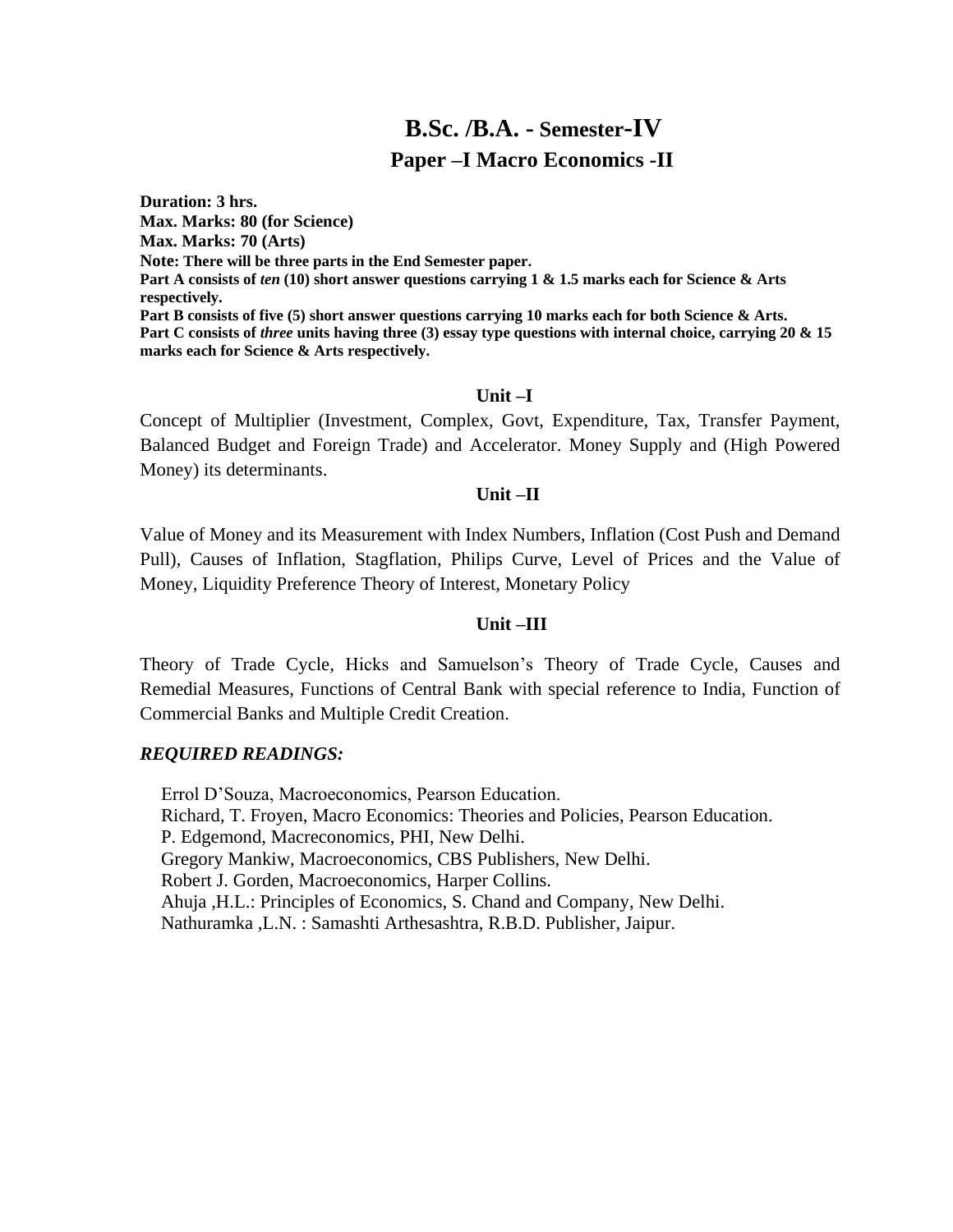# B.Sc. /B.A. - Semester-IV

## Paper –I Macro Economics -II

**Duration: 3 hrs.**
**Max. Marks: 80 (for Science)**
**Max. Marks: 70 (Arts)**
**Note: There will be three parts in the End Semester paper.**
**Part A consists of *ten* (10) short answer questions carrying 1 & 1.5 marks each for Science & Arts respectively.**
**Part B consists of five (5) short answer questions carrying 10 marks each for both Science & Arts.**
**Part C consists of *three* units having three (3) essay type questions with internal choice, carrying 20 & 15 marks each for Science & Arts respectively.**

### Unit –I

Concept of Multiplier (Investment, Complex, Govt, Expenditure, Tax, Transfer Payment, Balanced Budget and Foreign Trade) and Accelerator. Money Supply and (High Powered Money) its determinants.

### Unit –II

Value of Money and its Measurement with Index Numbers, Inflation (Cost Push and Demand Pull), Causes of Inflation, Stagflation, Philips Curve, Level of Prices and the Value of Money, Liquidity Preference Theory of Interest, Monetary Policy

### Unit –III

Theory of Trade Cycle, Hicks and Samuelson's Theory of Trade Cycle, Causes and Remedial Measures, Functions of Central Bank with special reference to India, Function of Commercial Banks and Multiple Credit Creation.

***REQUIRED READINGS:***

Errol D'Souza, Macroeconomics, Pearson Education.
Richard, T. Froyen, Macro Economics: Theories and Policies, Pearson Education.
P. Edgemond, Macreconomics, PHI, New Delhi.
Gregory Mankiw, Macroeconomics, CBS Publishers, New Delhi.
Robert J. Gorden, Macroeconomics, Harper Collins.
Ahuja ,H.L.: Principles of Economics, S. Chand and Company, New Delhi.
Nathuramka ,L.N. : Samashti Arthesashtra, R.B.D. Publisher, Jaipur.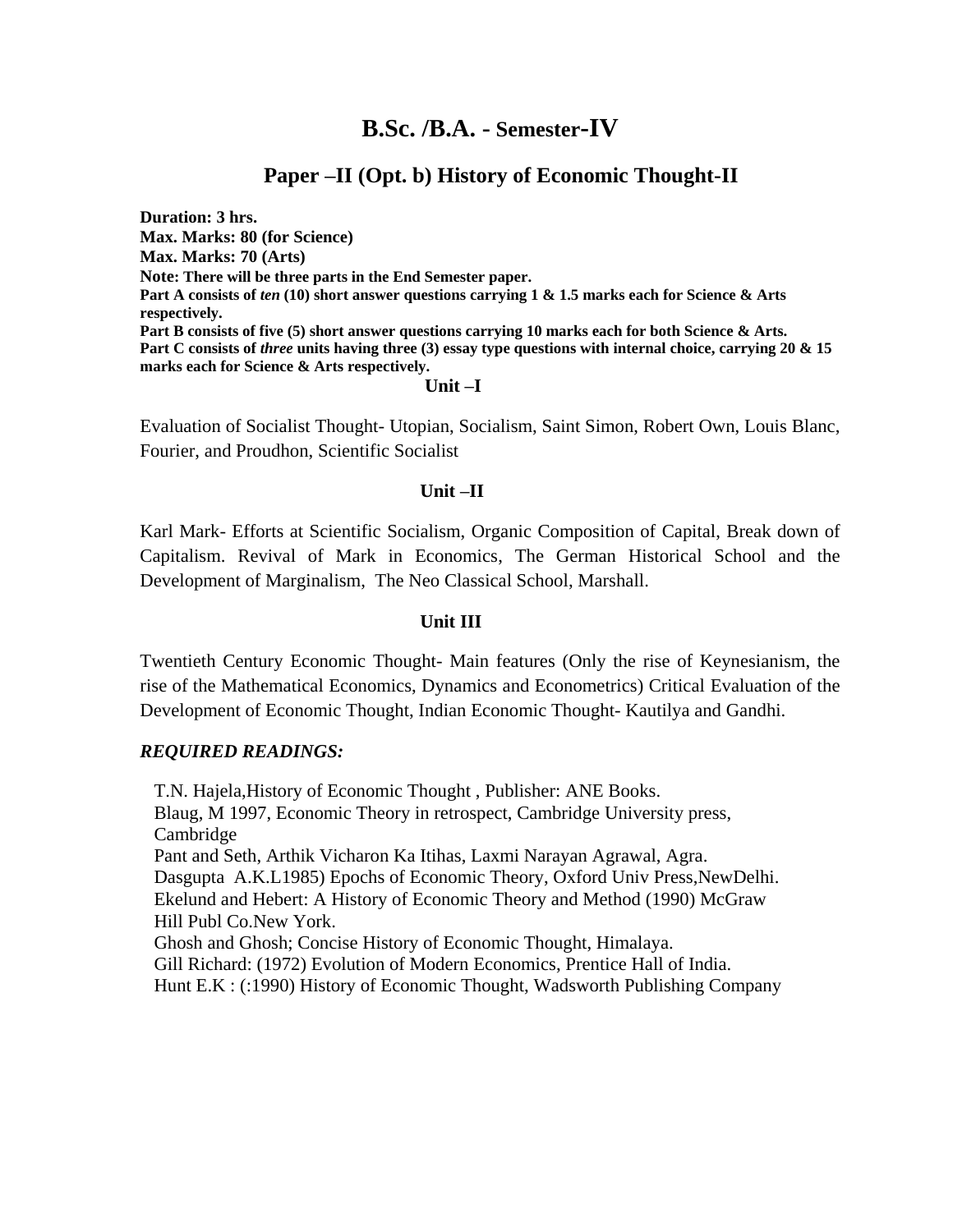# B.Sc. /B.A. - Semester-IV

## Paper –II (Opt. b) History of Economic Thought-II

**Duration: 3 hrs.**
**Max. Marks: 80 (for Science)**
**Max. Marks: 70 (Arts)**
**Note: There will be three parts in the End Semester paper.**
**Part A consists of *ten* (10) short answer questions carrying 1 & 1.5 marks each for Science & Arts respectively.**
**Part B consists of five (5) short answer questions carrying 10 marks each for both Science & Arts.**
**Part C consists of *three* units having three (3) essay type questions with internal choice, carrying 20 & 15 marks each for Science & Arts respectively.**

### Unit –I

Evaluation of Socialist Thought- Utopian, Socialism, Saint Simon, Robert Own, Louis Blanc, Fourier, and Proudhon, Scientific Socialist

### Unit –II

Karl Mark- Efforts at Scientific Socialism, Organic Composition of Capital, Break down of Capitalism. Revival of Mark in Economics, The German Historical School and the Development of Marginalism, The Neo Classical School, Marshall.

### Unit III

Twentieth Century Economic Thought- Main features (Only the rise of Keynesianism, the rise of the Mathematical Economics, Dynamics and Econometrics) Critical Evaluation of the Development of Economic Thought, Indian Economic Thought- Kautilya and Gandhi.

### *REQUIRED READINGS:*

T.N. Hajela,History of Economic Thought , Publisher: ANE Books.
Blaug, M 1997, Economic Theory in retrospect, Cambridge University press, Cambridge
Pant and Seth, Arthik Vicharon Ka Itihas, Laxmi Narayan Agrawal, Agra.
Dasgupta A.K.L1985) Epochs of Economic Theory, Oxford Univ Press,NewDelhi.
Ekelund and Hebert: A History of Economic Theory and Method (1990) McGraw Hill Publ Co.New York.
Ghosh and Ghosh; Concise History of Economic Thought, Himalaya.
Gill Richard: (1972) Evolution of Modern Economics, Prentice Hall of India.
Hunt E.K : (:1990) History of Economic Thought, Wadsworth Publishing Company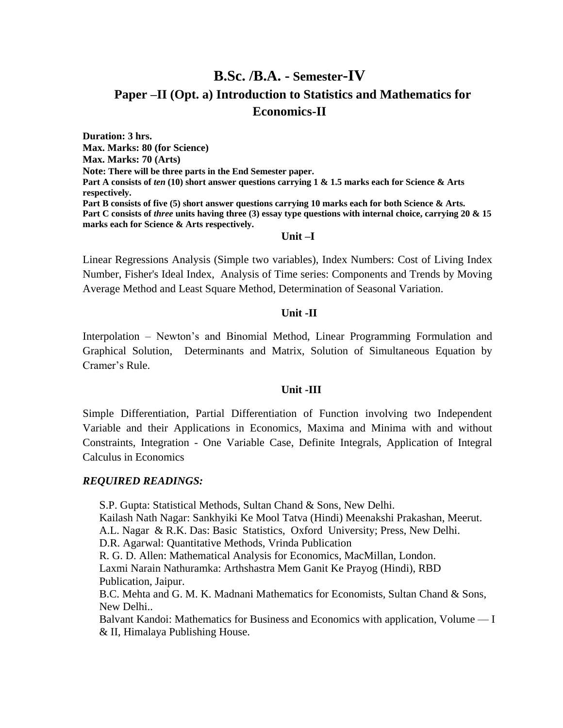# B.Sc. /B.A. - Semester-IV

## Paper –II (Opt. a) Introduction to Statistics and Mathematics for Economics-II

**Duration: 3 hrs.**
**Max. Marks: 80 (for Science)**
**Max. Marks: 70 (Arts)**
**Note: There will be three parts in the End Semester paper.**
**Part A consists of *ten* (10) short answer questions carrying 1 & 1.5 marks each for Science & Arts respectively.**
**Part B consists of five (5) short answer questions carrying 10 marks each for both Science & Arts.**
**Part C consists of *three* units having three (3) essay type questions with internal choice, carrying 20 & 15 marks each for Science & Arts respectively.**

### Unit –I

Linear Regressions Analysis (Simple two variables), Index Numbers: Cost of Living Index Number, Fisher's Ideal Index, Analysis of Time series: Components and Trends by Moving Average Method and Least Square Method, Determination of Seasonal Variation.

### Unit -II

Interpolation – Newton's and Binomial Method, Linear Programming Formulation and Graphical Solution, Determinants and Matrix, Solution of Simultaneous Equation by Cramer's Rule.

### Unit -III

Simple Differentiation, Partial Differentiation of Function involving two Independent Variable and their Applications in Economics, Maxima and Minima with and without Constraints, Integration - One Variable Case, Definite Integrals, Application of Integral Calculus in Economics

***REQUIRED READINGS:***

S.P. Gupta: Statistical Methods, Sultan Chand & Sons, New Delhi.
Kailash Nath Nagar: Sankhyiki Ke Mool Tatva (Hindi) Meenakshi Prakashan, Meerut.
A.L. Nagar & R.K. Das: Basic Statistics, Oxford University; Press, New Delhi.
D.R. Agarwal: Quantitative Methods, Vrinda Publication
R. G. D. Allen: Mathematical Analysis for Economics, MacMillan, London.
Laxmi Narain Nathuramka: Arthshastra Mem Ganit Ke Prayog (Hindi), RBD Publication, Jaipur.
B.C. Mehta and G. M. K. Madnani Mathematics for Economists, Sultan Chand & Sons, New Delhi..
Balvant Kandoi: Mathematics for Business and Economics with application, Volume — I & II, Himalaya Publishing House.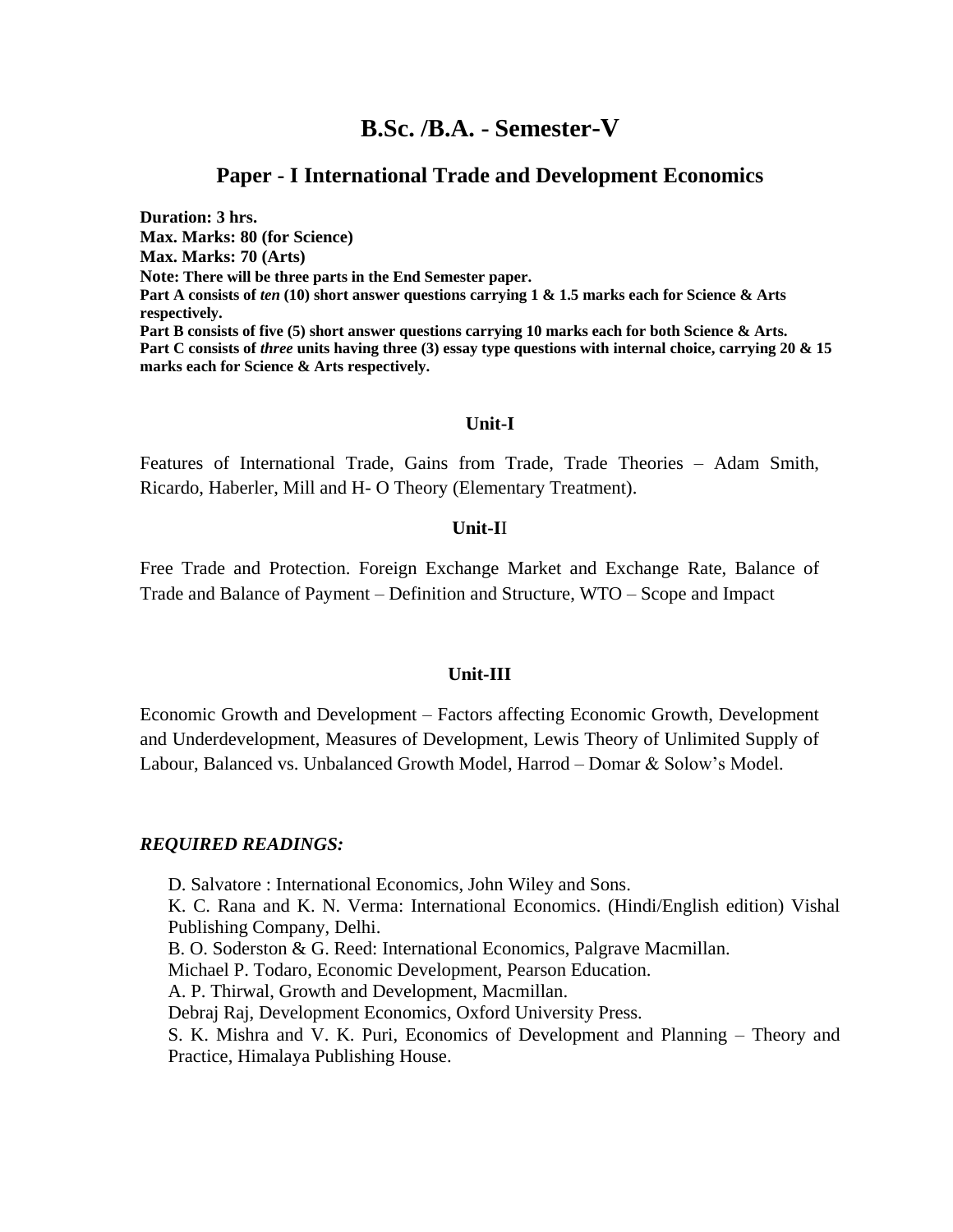# B.Sc. /B.A. - Semester-V

## Paper - I International Trade and Development Economics

**Duration: 3 hrs.**
**Max. Marks: 80 (for Science)**
**Max. Marks: 70 (Arts)**
**Note: There will be three parts in the End Semester paper.**
**Part A consists of *ten* (10) short answer questions carrying 1 & 1.5 marks each for Science & Arts respectively.**
**Part B consists of five (5) short answer questions carrying 10 marks each for both Science & Arts.**
**Part C consists of *three* units having three (3) essay type questions with internal choice, carrying 20 & 15 marks each for Science & Arts respectively.**

### Unit-I

Features of International Trade, Gains from Trade, Trade Theories – Adam Smith, Ricardo, Haberler, Mill and H- O Theory (Elementary Treatment).

### Unit-II

Free Trade and Protection. Foreign Exchange Market and Exchange Rate, Balance of Trade and Balance of Payment – Definition and Structure, WTO – Scope and Impact

### Unit-III

Economic Growth and Development – Factors affecting Economic Growth, Development and Underdevelopment, Measures of Development, Lewis Theory of Unlimited Supply of Labour, Balanced vs. Unbalanced Growth Model, Harrod – Domar & Solow's Model.

***REQUIRED READINGS:***

D. Salvatore : International Economics, John Wiley and Sons.
K. C. Rana and K. N. Verma: International Economics. (Hindi/English edition) Vishal Publishing Company, Delhi.
B. O. Soderston & G. Reed: International Economics, Palgrave Macmillan.
Michael P. Todaro, Economic Development, Pearson Education.
A. P. Thirwal, Growth and Development, Macmillan.
Debraj Raj, Development Economics, Oxford University Press.
S. K. Mishra and V. K. Puri, Economics of Development and Planning – Theory and Practice, Himalaya Publishing House.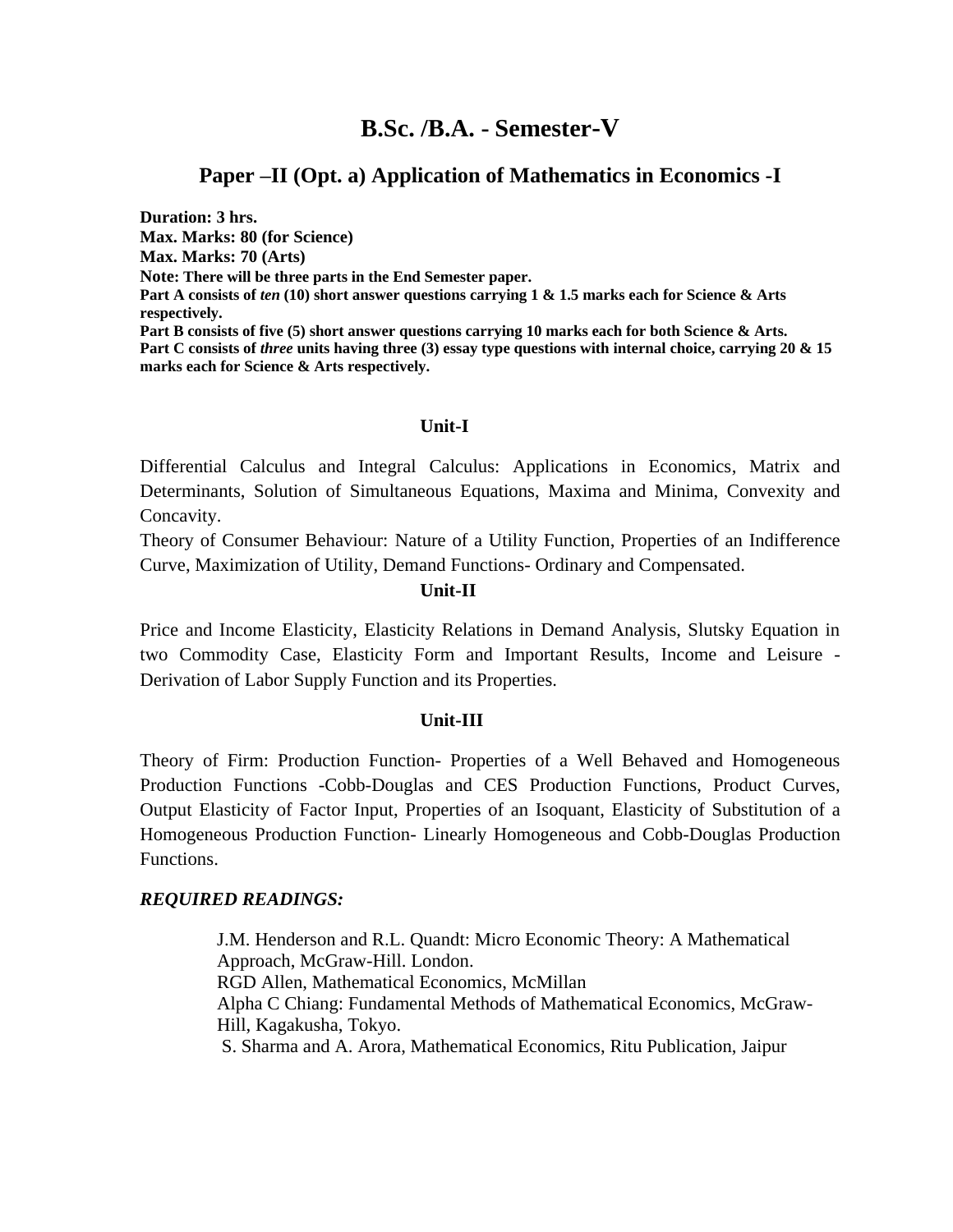# B.Sc. /B.A. - Semester-V

## Paper –II (Opt. a) Application of Mathematics in Economics -I

**Duration: 3 hrs.**
**Max. Marks: 80 (for Science)**
**Max. Marks: 70 (Arts)**
**Note: There will be three parts in the End Semester paper.**
**Part A consists of *ten* (10) short answer questions carrying 1 & 1.5 marks each for Science & Arts respectively.**
**Part B consists of five (5) short answer questions carrying 10 marks each for both Science & Arts.**
**Part C consists of *three* units having three (3) essay type questions with internal choice, carrying 20 & 15 marks each for Science & Arts respectively.**

### Unit-I

Differential Calculus and Integral Calculus: Applications in Economics, Matrix and Determinants, Solution of Simultaneous Equations, Maxima and Minima, Convexity and Concavity.

Theory of Consumer Behaviour: Nature of a Utility Function, Properties of an Indifference Curve, Maximization of Utility, Demand Functions- Ordinary and Compensated.

### Unit-II

Price and Income Elasticity, Elasticity Relations in Demand Analysis, Slutsky Equation in two Commodity Case, Elasticity Form and Important Results, Income and Leisure - Derivation of Labor Supply Function and its Properties.

### Unit-III

Theory of Firm: Production Function- Properties of a Well Behaved and Homogeneous Production Functions -Cobb-Douglas and CES Production Functions, Product Curves, Output Elasticity of Factor Input, Properties of an Isoquant, Elasticity of Substitution of a Homogeneous Production Function- Linearly Homogeneous and Cobb-Douglas Production Functions.

***REQUIRED READINGS:***

J.M. Henderson and R.L. Quandt: Micro Economic Theory: A Mathematical Approach, McGraw-Hill. London.
RGD Allen, Mathematical Economics, McMillan
Alpha C Chiang: Fundamental Methods of Mathematical Economics, McGraw-Hill, Kagakusha, Tokyo.
S. Sharma and A. Arora, Mathematical Economics, Ritu Publication, Jaipur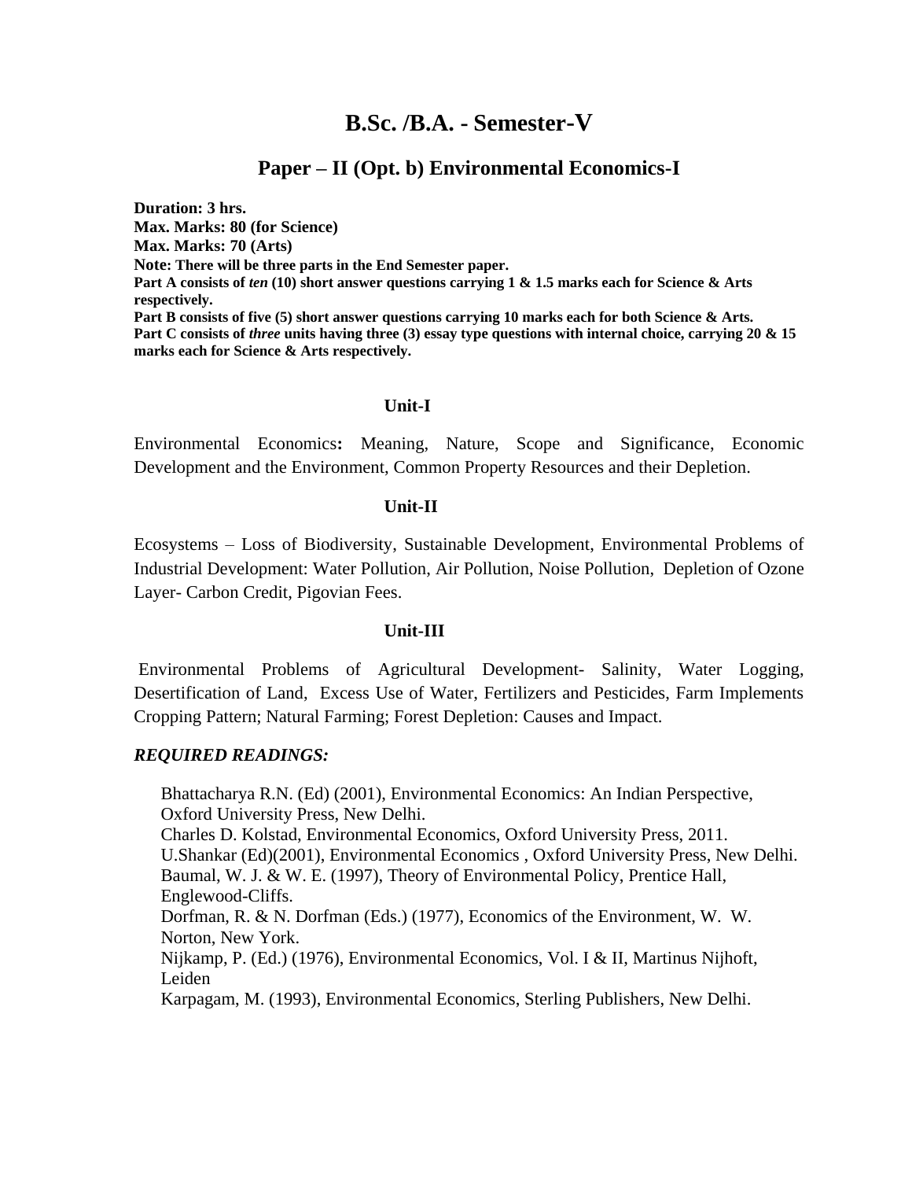# B.Sc. /B.A. - Semester-V

## Paper – II (Opt. b) Environmental Economics-I

**Duration: 3 hrs.**
**Max. Marks: 80 (for Science)**
**Max. Marks: 70 (Arts)**
**Note: There will be three parts in the End Semester paper.**
**Part A consists of *ten* (10) short answer questions carrying 1 & 1.5 marks each for Science & Arts respectively.**
**Part B consists of five (5) short answer questions carrying 10 marks each for both Science & Arts.**
**Part C consists of *three* units having three (3) essay type questions with internal choice, carrying 20 & 15 marks each for Science & Arts respectively.**

**Unit-I**

Environmental Economics**:** Meaning, Nature, Scope and Significance, Economic Development and the Environment, Common Property Resources and their Depletion.

**Unit-II**

Ecosystems – Loss of Biodiversity, Sustainable Development, Environmental Problems of Industrial Development: Water Pollution, Air Pollution, Noise Pollution, Depletion of Ozone Layer- Carbon Credit, Pigovian Fees.

**Unit-III**

Environmental Problems of Agricultural Development- Salinity, Water Logging, Desertification of Land, Excess Use of Water, Fertilizers and Pesticides, Farm Implements Cropping Pattern; Natural Farming; Forest Depletion: Causes and Impact.

***REQUIRED READINGS:***

Bhattacharya R.N. (Ed) (2001), Environmental Economics: An Indian Perspective, Oxford University Press, New Delhi.
Charles D. Kolstad, Environmental Economics, Oxford University Press, 2011.
U.Shankar (Ed)(2001), Environmental Economics , Oxford University Press, New Delhi.
Baumal, W. J. & W. E. (1997), Theory of Environmental Policy, Prentice Hall, Englewood-Cliffs.
Dorfman, R. & N. Dorfman (Eds.) (1977), Economics of the Environment, W. W. Norton, New York.
Nijkamp, P. (Ed.) (1976), Environmental Economics, Vol. I & II, Martinus Nijhoft, Leiden
Karpagam, M. (1993), Environmental Economics, Sterling Publishers, New Delhi.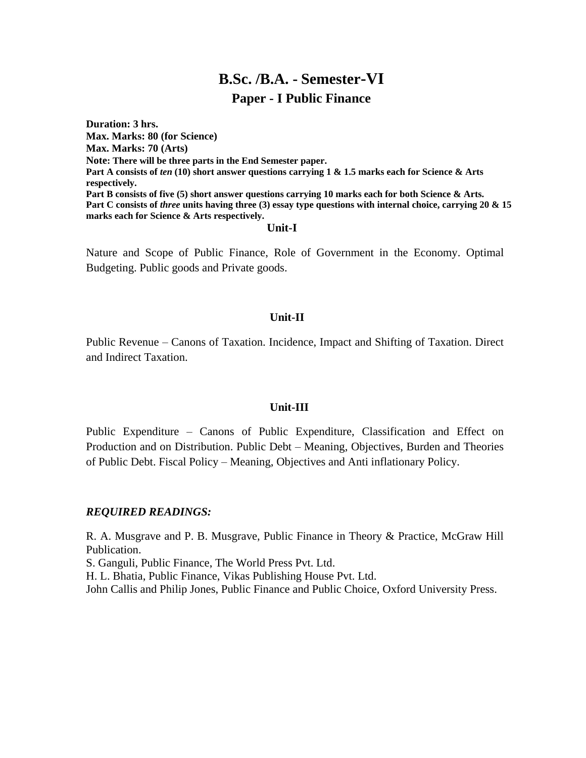# B.Sc. /B.A. - Semester-VI

## Paper - I Public Finance

**Duration: 3 hrs.**
**Max. Marks: 80 (for Science)**
**Max. Marks: 70 (Arts)**
**Note: There will be three parts in the End Semester paper.**
**Part A consists of *ten* (10) short answer questions carrying 1 & 1.5 marks each for Science & Arts respectively.**
**Part B consists of five (5) short answer questions carrying 10 marks each for both Science & Arts.**
**Part C consists of *three* units having three (3) essay type questions with internal choice, carrying 20 & 15 marks each for Science & Arts respectively.**

### Unit-I

Nature and Scope of Public Finance, Role of Government in the Economy. Optimal Budgeting. Public goods and Private goods.

### Unit-II

Public Revenue – Canons of Taxation. Incidence, Impact and Shifting of Taxation. Direct and Indirect Taxation.

### Unit-III

Public Expenditure – Canons of Public Expenditure, Classification and Effect on Production and on Distribution. Public Debt – Meaning, Objectives, Burden and Theories of Public Debt. Fiscal Policy – Meaning, Objectives and Anti inflationary Policy.

***REQUIRED READINGS:***

R. A. Musgrave and P. B. Musgrave, Public Finance in Theory & Practice, McGraw Hill Publication.
S. Ganguli, Public Finance, The World Press Pvt. Ltd.
H. L. Bhatia, Public Finance, Vikas Publishing House Pvt. Ltd.
John Callis and Philip Jones, Public Finance and Public Choice, Oxford University Press.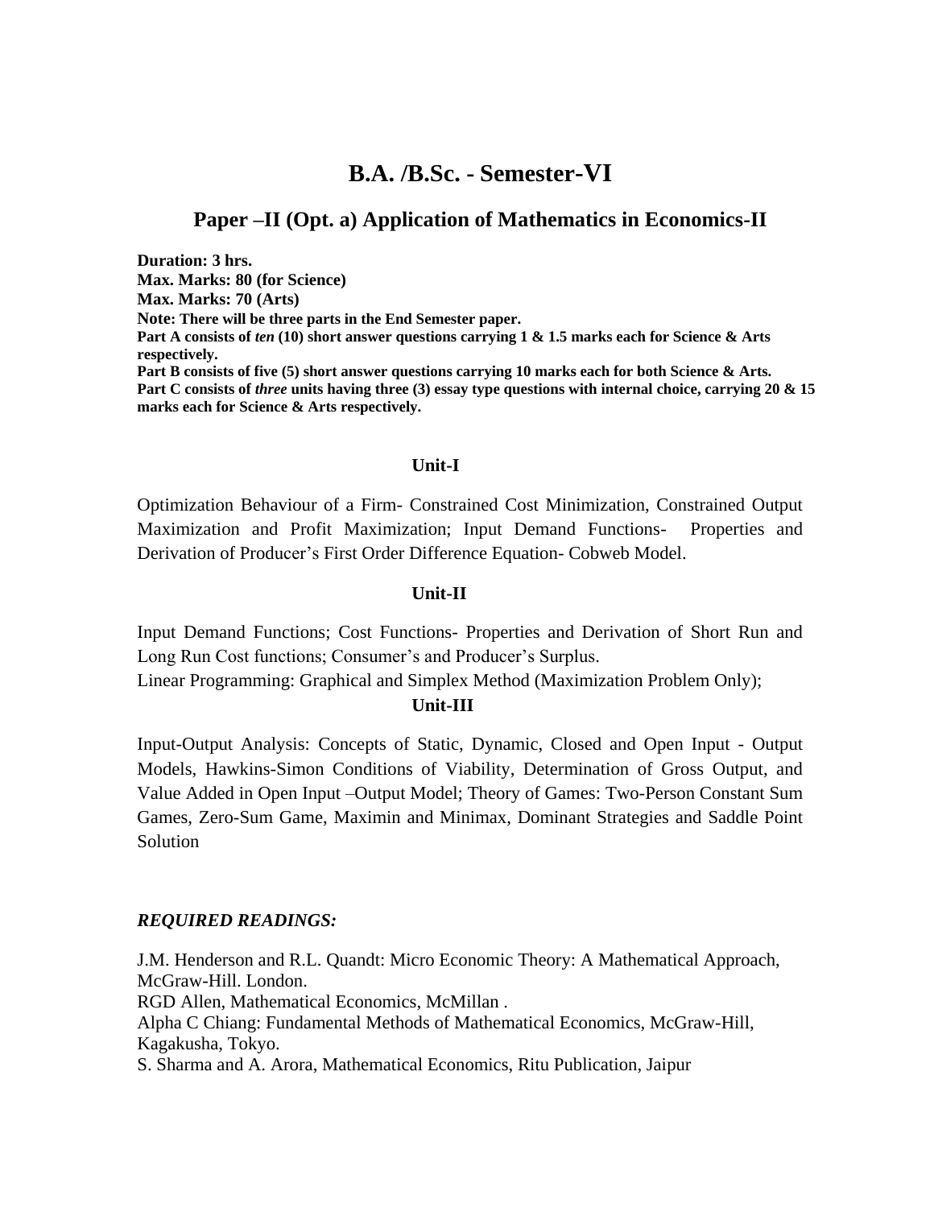# B.A. /B.Sc. - Semester-VI

## Paper –II (Opt. a) Application of Mathematics in Economics-II

**Duration: 3 hrs.**
**Max. Marks: 80 (for Science)**
**Max. Marks: 70 (Arts)**
**Note: There will be three parts in the End Semester paper.**
**Part A consists of *ten* (10) short answer questions carrying 1 & 1.5 marks each for Science & Arts respectively.**
**Part B consists of five (5) short answer questions carrying 10 marks each for both Science & Arts.**
**Part C consists of *three* units having three (3) essay type questions with internal choice, carrying 20 & 15 marks each for Science & Arts respectively.**

### Unit-I

Optimization Behaviour of a Firm- Constrained Cost Minimization, Constrained Output Maximization and Profit Maximization; Input Demand Functions- Properties and Derivation of Producer's First Order Difference Equation- Cobweb Model.

### Unit-II

Input Demand Functions; Cost Functions- Properties and Derivation of Short Run and Long Run Cost functions; Consumer's and Producer's Surplus.

Linear Programming: Graphical and Simplex Method (Maximization Problem Only);

### Unit-III

Input-Output Analysis: Concepts of Static, Dynamic, Closed and Open Input - Output Models, Hawkins-Simon Conditions of Viability, Determination of Gross Output, and Value Added in Open Input –Output Model; Theory of Games: Two-Person Constant Sum Games, Zero-Sum Game, Maximin and Minimax, Dominant Strategies and Saddle Point Solution

***REQUIRED READINGS:***

J.M. Henderson and R.L. Quandt: Micro Economic Theory: A Mathematical Approach, McGraw-Hill. London.
RGD Allen, Mathematical Economics, McMillan .
Alpha C Chiang: Fundamental Methods of Mathematical Economics, McGraw-Hill, Kagakusha, Tokyo.
S. Sharma and A. Arora, Mathematical Economics, Ritu Publication, Jaipur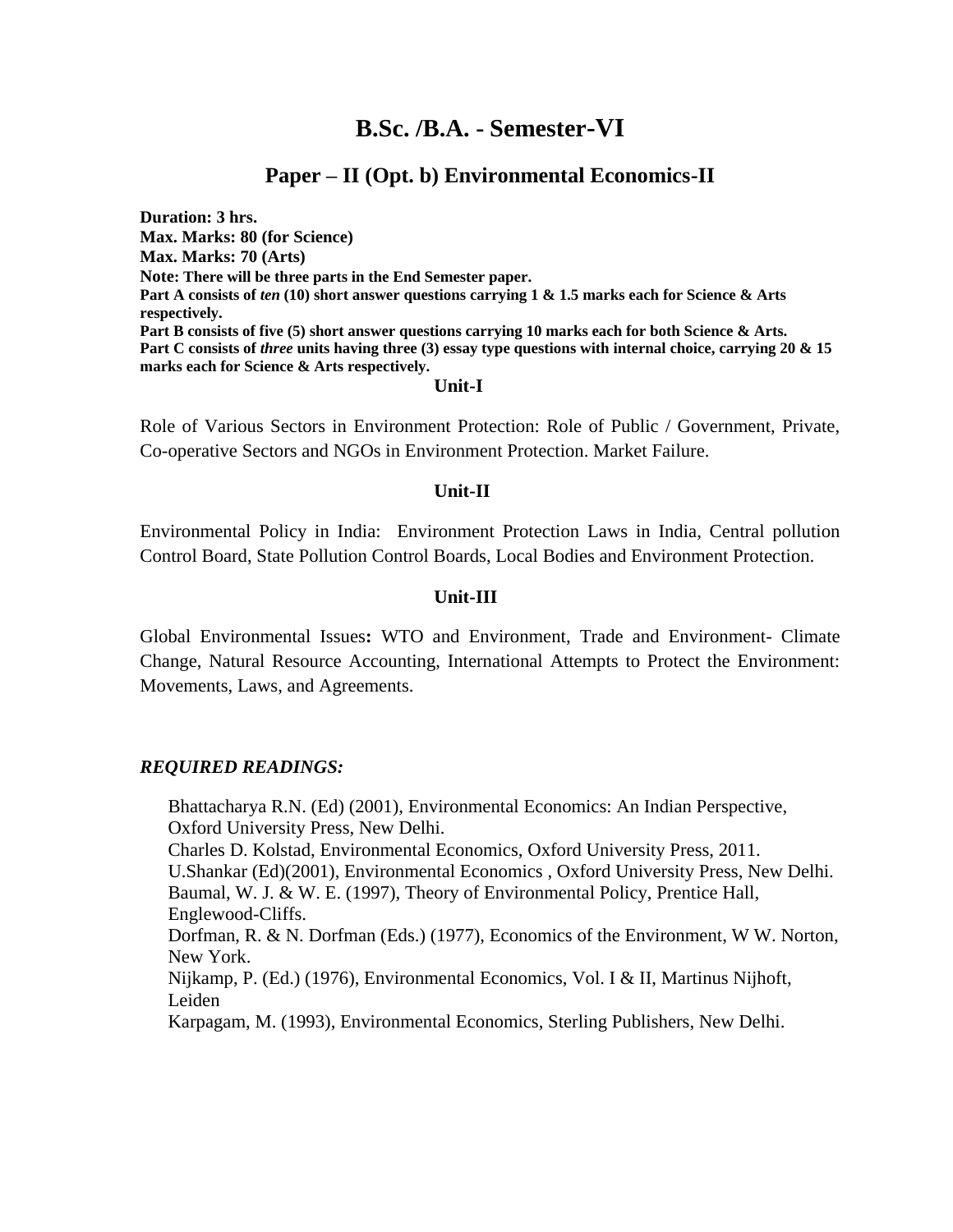# B.Sc. /B.A. - Semester-VI

## Paper – II (Opt. b) Environmental Economics-II

**Duration: 3 hrs.**
**Max. Marks: 80 (for Science)**
**Max. Marks: 70 (Arts)**
**Note: There will be three parts in the End Semester paper.**
**Part A consists of *ten* (10) short answer questions carrying 1 & 1.5 marks each for Science & Arts respectively.**
**Part B consists of five (5) short answer questions carrying 10 marks each for both Science & Arts.**
**Part C consists of *three* units having three (3) essay type questions with internal choice, carrying 20 & 15 marks each for Science & Arts respectively.**

### Unit-I

Role of Various Sectors in Environment Protection: Role of Public / Government, Private, Co-operative Sectors and NGOs in Environment Protection. Market Failure.

### Unit-II

Environmental Policy in India: Environment Protection Laws in India, Central pollution Control Board, State Pollution Control Boards, Local Bodies and Environment Protection.

### Unit-III

Global Environmental Issues**:** WTO and Environment, Trade and Environment- Climate Change, Natural Resource Accounting, International Attempts to Protect the Environment: Movements, Laws, and Agreements.

***REQUIRED READINGS:***

Bhattacharya R.N. (Ed) (2001), Environmental Economics: An Indian Perspective, Oxford University Press, New Delhi.
Charles D. Kolstad, Environmental Economics, Oxford University Press, 2011.
U.Shankar (Ed)(2001), Environmental Economics , Oxford University Press, New Delhi.
Baumal, W. J. & W. E. (1997), Theory of Environmental Policy, Prentice Hall, Englewood-Cliffs.
Dorfman, R. & N. Dorfman (Eds.) (1977), Economics of the Environment, W W. Norton, New York.
Nijkamp, P. (Ed.) (1976), Environmental Economics, Vol. I & II, Martinus Nijhoft, Leiden
Karpagam, M. (1993), Environmental Economics, Sterling Publishers, New Delhi.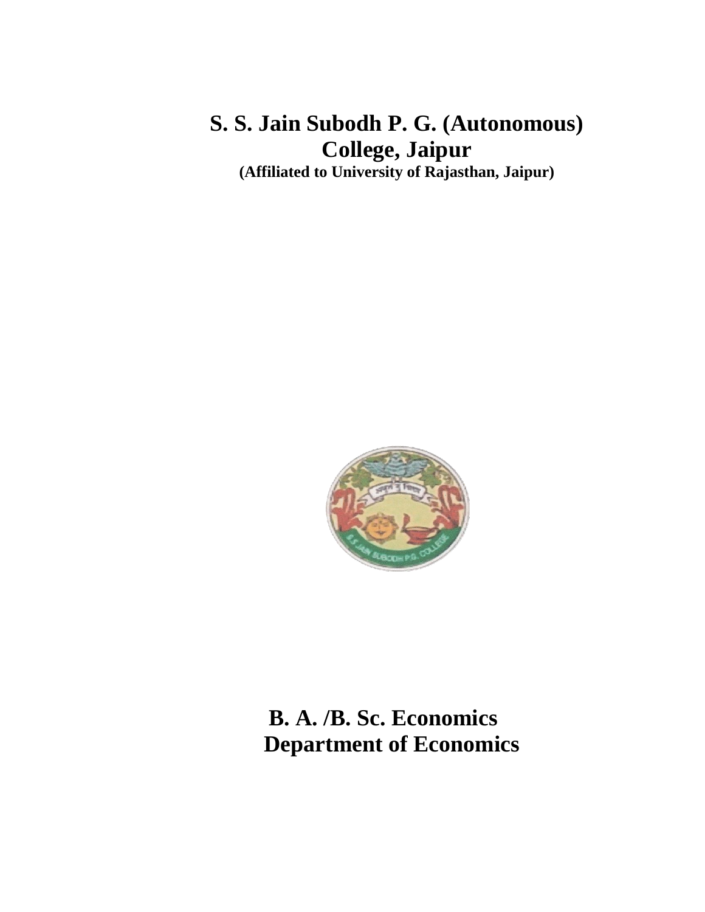# S. S. Jain Subodh P. G. (Autonomous) College, Jaipur

**(Affiliated to University of Rajasthan, Jaipur)**

## B. A. /B. Sc. Economics

## Department of Economics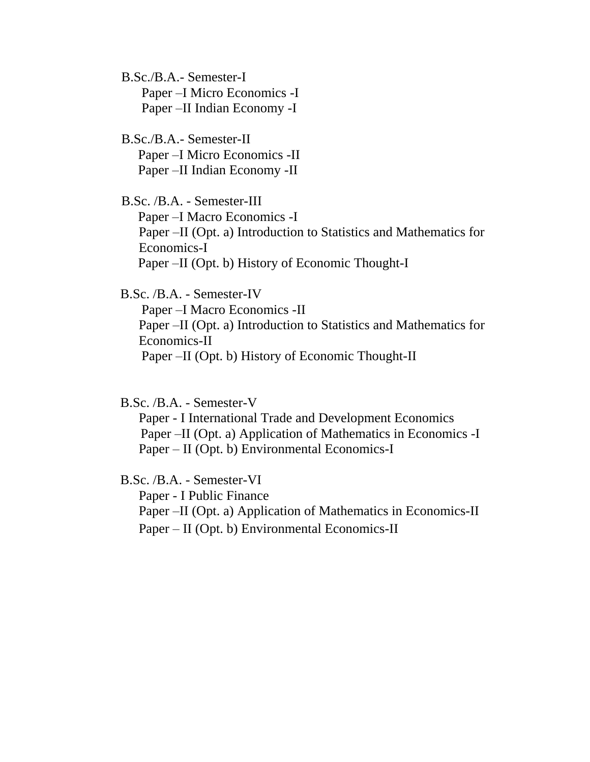B.Sc./B.A.- Semester-I

Paper –I Micro Economics -I

Paper –II Indian Economy -I

B.Sc./B.A.- Semester-II

Paper –I Micro Economics -II

Paper –II Indian Economy -II

B.Sc. /B.A. - Semester-III

Paper –I Macro Economics -I

Paper –II (Opt. a) Introduction to Statistics and Mathematics for Economics-I

Paper –II (Opt. b) History of Economic Thought-I

B.Sc. /B.A. - Semester-IV

Paper –I Macro Economics -II

Paper –II (Opt. a) Introduction to Statistics and Mathematics for Economics-II

Paper –II (Opt. b) History of Economic Thought-II

B.Sc. /B.A. - Semester-V

Paper - I International Trade and Development Economics

Paper –II (Opt. a) Application of Mathematics in Economics -I

Paper – II (Opt. b) Environmental Economics-I

B.Sc. /B.A. - Semester-VI

Paper - I Public Finance

Paper –II (Opt. a) Application of Mathematics in Economics-II

Paper – II (Opt. b) Environmental Economics-II